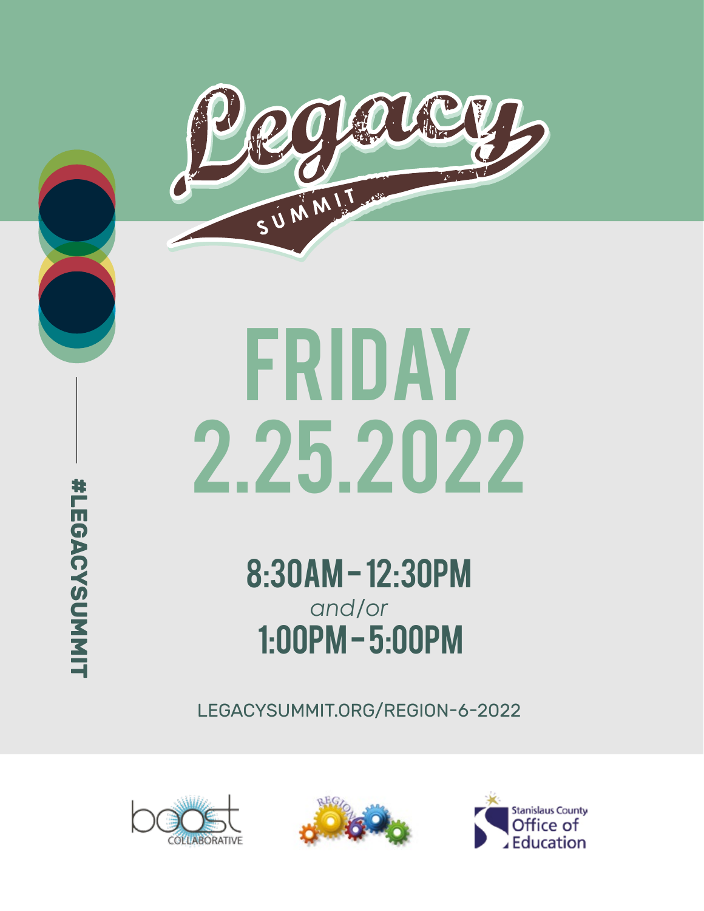# Legacy

SUMMIT

#LEGACYSUMMIT

# FRIDAY
# 2.25.2022

## 8:30AM – 12:30PM

*and/or*

## 1:00PM – 5:00PM

LEGACYSUMMIT.ORG/REGION-6-2022

boost COLLABORATIVE

REGION 6

Stanislaus County Office of Education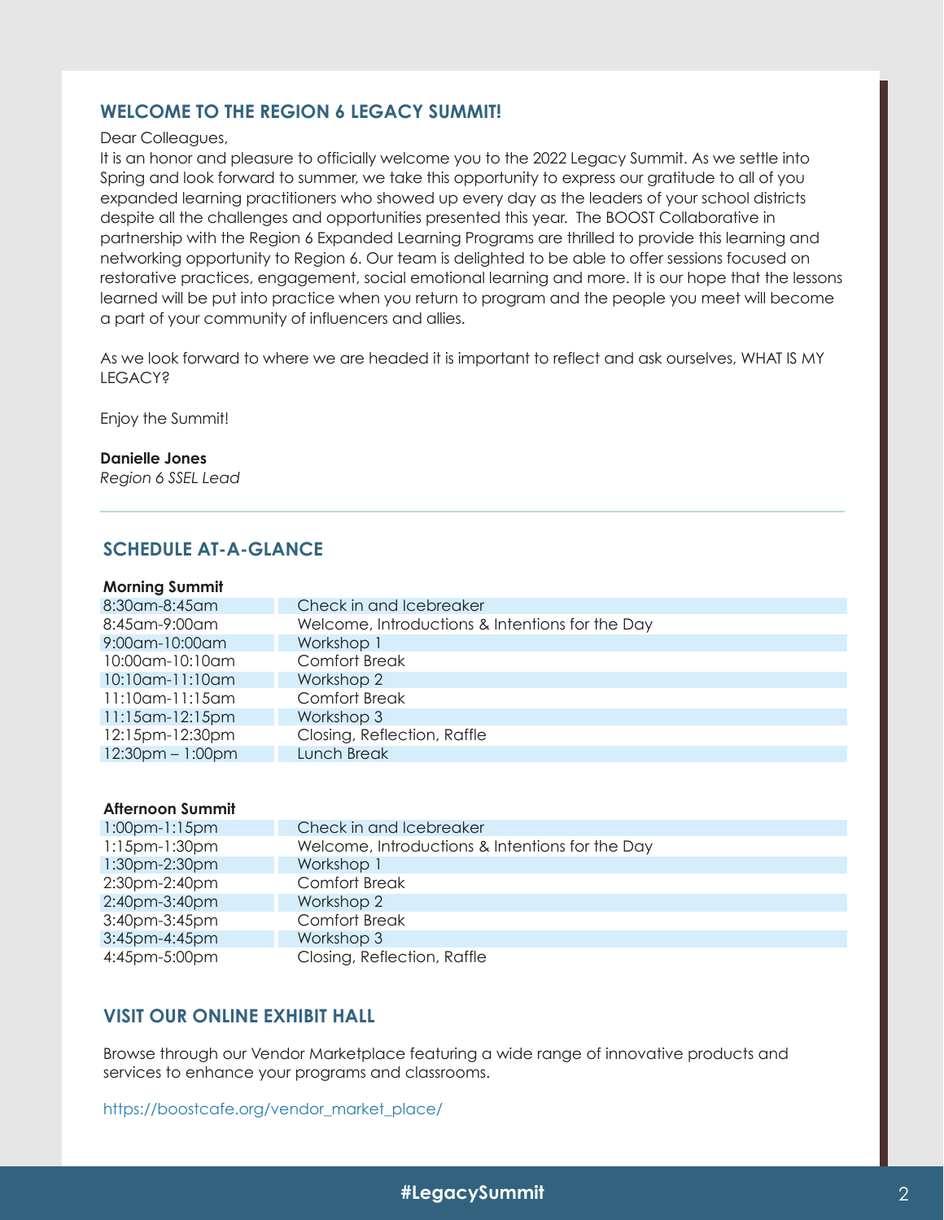## WELCOME TO THE REGION 6 LEGACY SUMMIT!

Dear Colleagues,

It is an honor and pleasure to officially welcome you to the 2022 Legacy Summit. As we settle into Spring and look forward to summer, we take this opportunity to express our gratitude to all of you expanded learning practitioners who showed up every day as the leaders of your school districts despite all the challenges and opportunities presented this year. The BOOST Collaborative in partnership with the Region 6 Expanded Learning Programs are thrilled to provide this learning and networking opportunity to Region 6. Our team is delighted to be able to offer sessions focused on restorative practices, engagement, social emotional learning and more. It is our hope that the lessons learned will be put into practice when you return to program and the people you meet will become a part of your community of influencers and allies.

As we look forward to where we are headed it is important to reflect and ask ourselves, WHAT IS MY LEGACY?

Enjoy the Summit!

**Danielle Jones**
*Region 6 SSEL Lead*

---

## SCHEDULE AT-A-GLANCE

**Morning Summit**

| Time | Activity |
|---|---|
| 8:30am-8:45am | Check in and Icebreaker |
| 8:45am-9:00am | Welcome, Introductions & Intentions for the Day |
| 9:00am-10:00am | Workshop 1 |
| 10:00am-10:10am | Comfort Break |
| 10:10am-11:10am | Workshop 2 |
| 11:10am-11:15am | Comfort Break |
| 11:15am-12:15pm | Workshop 3 |
| 12:15pm-12:30pm | Closing, Reflection, Raffle |
| 12:30pm – 1:00pm | Lunch Break |

**Afternoon Summit**

| Time | Activity |
|---|---|
| 1:00pm-1:15pm | Check in and Icebreaker |
| 1:15pm-1:30pm | Welcome, Introductions & Intentions for the Day |
| 1:30pm-2:30pm | Workshop 1 |
| 2:30pm-2:40pm | Comfort Break |
| 2:40pm-3:40pm | Workshop 2 |
| 3:40pm-3:45pm | Comfort Break |
| 3:45pm-4:45pm | Workshop 3 |
| 4:45pm-5:00pm | Closing, Reflection, Raffle |

## VISIT OUR ONLINE EXHIBIT HALL

Browse through our Vendor Marketplace featuring a wide range of innovative products and services to enhance your programs and classrooms.

https://boostcafe.org/vendor_market_place/

#LegacySummit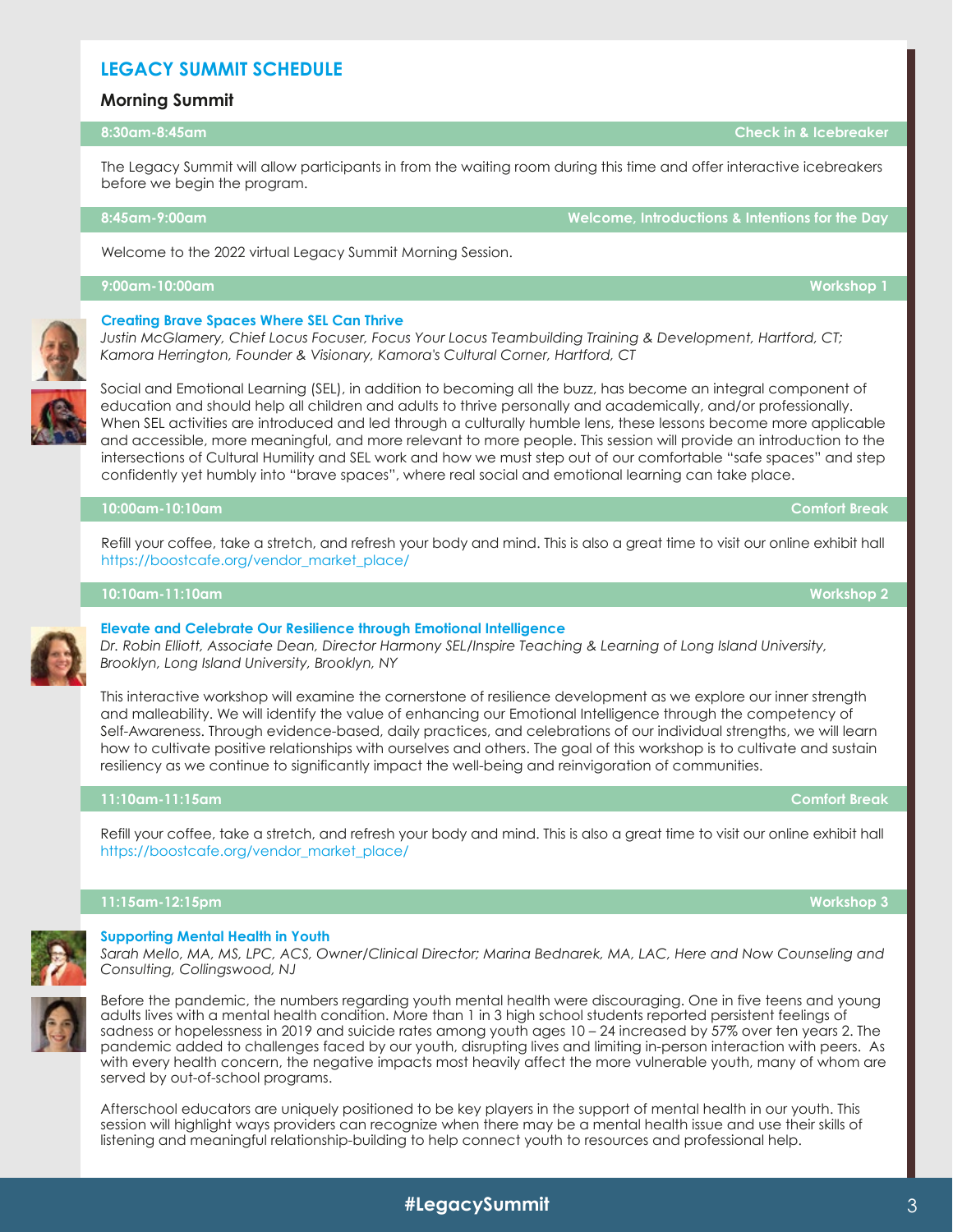# LEGACY SUMMIT SCHEDULE

## Morning Summit

**8:30am-8:45am** — **Check in & Icebreaker**

The Legacy Summit will allow participants in from the waiting room during this time and offer interactive icebreakers before we begin the program.

**8:45am-9:00am** — **Welcome, Introductions & Intentions for the Day**

Welcome to the 2022 virtual Legacy Summit Morning Session.

**9:00am-10:00am** — **Workshop 1**

### Creating Brave Spaces Where SEL Can Thrive

*Justin McGlamery, Chief Locus Focuser, Focus Your Locus Teambuilding Training & Development, Hartford, CT; Kamora Herrington, Founder & Visionary, Kamora's Cultural Corner, Hartford, CT*

Social and Emotional Learning (SEL), in addition to becoming all the buzz, has become an integral component of education and should help all children and adults to thrive personally and academically, and/or professionally. When SEL activities are introduced and led through a culturally humble lens, these lessons become more applicable and accessible, more meaningful, and more relevant to more people. This session will provide an introduction to the intersections of Cultural Humility and SEL work and how we must step out of our comfortable "safe spaces" and step confidently yet humbly into "brave spaces", where real social and emotional learning can take place.

**10:00am-10:10am** — **Comfort Break**

Refill your coffee, take a stretch, and refresh your body and mind. This is also a great time to visit our online exhibit hall https://boostcafe.org/vendor_market_place/

**10:10am-11:10am** — **Workshop 2**

### Elevate and Celebrate Our Resilience through Emotional Intelligence

*Dr. Robin Elliott, Associate Dean, Director Harmony SEL/Inspire Teaching & Learning of Long Island University, Brooklyn, Long Island University, Brooklyn, NY*

This interactive workshop will examine the cornerstone of resilience development as we explore our inner strength and malleability. We will identify the value of enhancing our Emotional Intelligence through the competency of Self-Awareness. Through evidence-based, daily practices, and celebrations of our individual strengths, we will learn how to cultivate positive relationships with ourselves and others. The goal of this workshop is to cultivate and sustain resiliency as we continue to significantly impact the well-being and reinvigoration of communities.

**11:10am-11:15am** — **Comfort Break**

Refill your coffee, take a stretch, and refresh your body and mind. This is also a great time to visit our online exhibit hall https://boostcafe.org/vendor_market_place/

**11:15am-12:15pm** — **Workshop 3**

### Supporting Mental Health in Youth

*Sarah Mello, MA, MS, LPC, ACS, Owner/Clinical Director; Marina Bednarek, MA, LAC, Here and Now Counseling and Consulting, Collingswood, NJ*

Before the pandemic, the numbers regarding youth mental health were discouraging. One in five teens and young adults lives with a mental health condition. More than 1 in 3 high school students reported persistent feelings of sadness or hopelessness in 2019 and suicide rates among youth ages 10 – 24 increased by 57% over ten years 2. The pandemic added to challenges faced by our youth, disrupting lives and limiting in-person interaction with peers. As with every health concern, the negative impacts most heavily affect the more vulnerable youth, many of whom are served by out-of-school programs.

Afterschool educators are uniquely positioned to be key players in the support of mental health in our youth. This session will highlight ways providers can recognize when there may be a mental health issue and use their skills of listening and meaningful relationship-building to help connect youth to resources and professional help.

#LegacySummit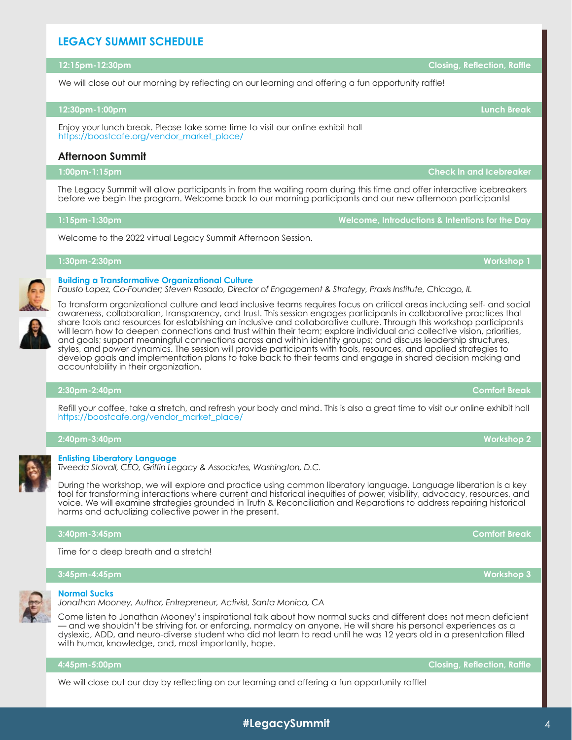## LEGACY SUMMIT SCHEDULE

**12:15pm-12:30pm** — **Closing, Reflection, Raffle**

We will close out our morning by reflecting on our learning and offering a fun opportunity raffle!

**12:30pm-1:00pm** — **Lunch Break**

Enjoy your lunch break. Please take some time to visit our online exhibit hall
https://boostcafe.org/vendor_market_place/

### Afternoon Summit

**1:00pm-1:15pm** — **Check in and Icebreaker**

The Legacy Summit will allow participants in from the waiting room during this time and offer interactive icebreakers before we begin the program. Welcome back to our morning participants and our new afternoon participants!

**1:15pm-1:30pm** — **Welcome, Introductions & Intentions for the Day**

Welcome to the 2022 virtual Legacy Summit Afternoon Session.

**1:30pm-2:30pm** — **Workshop 1**

**Building a Transformative Organizational Culture**
*Fausto Lopez, Co-Founder; Steven Rosado, Director of Engagement & Strategy, Praxis Institute, Chicago, IL*

To transform organizational culture and lead inclusive teams requires focus on critical areas including self- and social awareness, collaboration, transparency, and trust. This session engages participants in collaborative practices that share tools and resources for establishing an inclusive and collaborative culture. Through this workshop participants will learn how to deepen connections and trust within their team; explore individual and collective vision, priorities, and goals; support meaningful connections across and within identity groups; and discuss leadership structures, styles, and power dynamics. The session will provide participants with tools, resources, and applied strategies to develop goals and implementation plans to take back to their teams and engage in shared decision making and accountability in their organization.

**2:30pm-2:40pm** — **Comfort Break**

Refill your coffee, take a stretch, and refresh your body and mind. This is also a great time to visit our online exhibit hall
https://boostcafe.org/vendor_market_place/

**2:40pm-3:40pm** — **Workshop 2**

**Enlisting Liberatory Language**
*Tiveeda Stovall, CEO, Griffin Legacy & Associates, Washington, D.C.*

During the workshop, we will explore and practice using common liberatory language. Language liberation is a key tool for transforming interactions where current and historical inequities of power, visibility, advocacy, resources, and voice. We will examine strategies grounded in Truth & Reconciliation and Reparations to address repairing historical harms and actualizing collective power in the present.

**3:40pm-3:45pm** — **Comfort Break**

Time for a deep breath and a stretch!

**3:45pm-4:45pm** — **Workshop 3**

**Normal Sucks**
*Jonathan Mooney, Author, Entrepreneur, Activist, Santa Monica, CA*

Come listen to Jonathan Mooney's inspirational talk about how normal sucks and different does not mean deficient — and we shouldn't be striving for, or enforcing, normalcy on anyone. He will share his personal experiences as a dyslexic, ADD, and neuro-diverse student who did not learn to read until he was 12 years old in a presentation filled with humor, knowledge, and, most importantly, hope.

**4:45pm-5:00pm** — **Closing, Reflection, Raffle**

We will close out our day by reflecting on our learning and offering a fun opportunity raffle!

**#LegacySummit**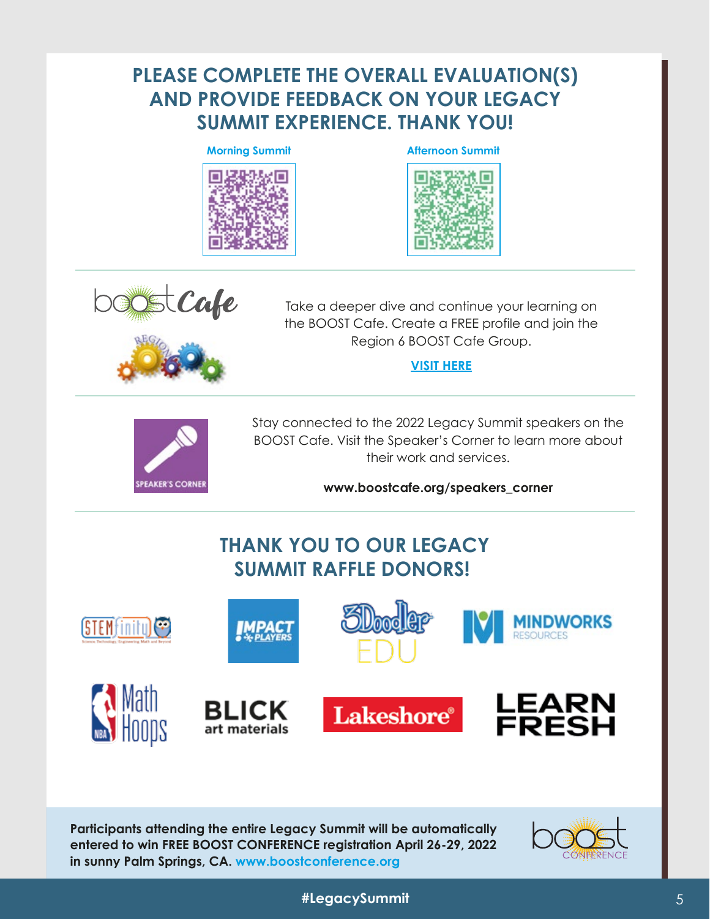## PLEASE COMPLETE THE OVERALL EVALUATION(S) AND PROVIDE FEEDBACK ON YOUR LEGACY SUMMIT EXPERIENCE. THANK YOU!

**Morning Summit**

**Afternoon Summit**

Take a deeper dive and continue your learning on the BOOST Cafe. Create a FREE profile and join the Region 6 BOOST Cafe Group.

**VISIT HERE**

Stay connected to the 2022 Legacy Summit speakers on the BOOST Cafe. Visit the Speaker's Corner to learn more about their work and services.

**www.boostcafe.org/speakers_corner**

## THANK YOU TO OUR LEGACY SUMMIT RAFFLE DONORS!

**Participants attending the entire Legacy Summit will be automatically entered to win FREE BOOST CONFERENCE registration April 26-29, 2022 in sunny Palm Springs, CA. www.boostconference.org**

#LegacySummit